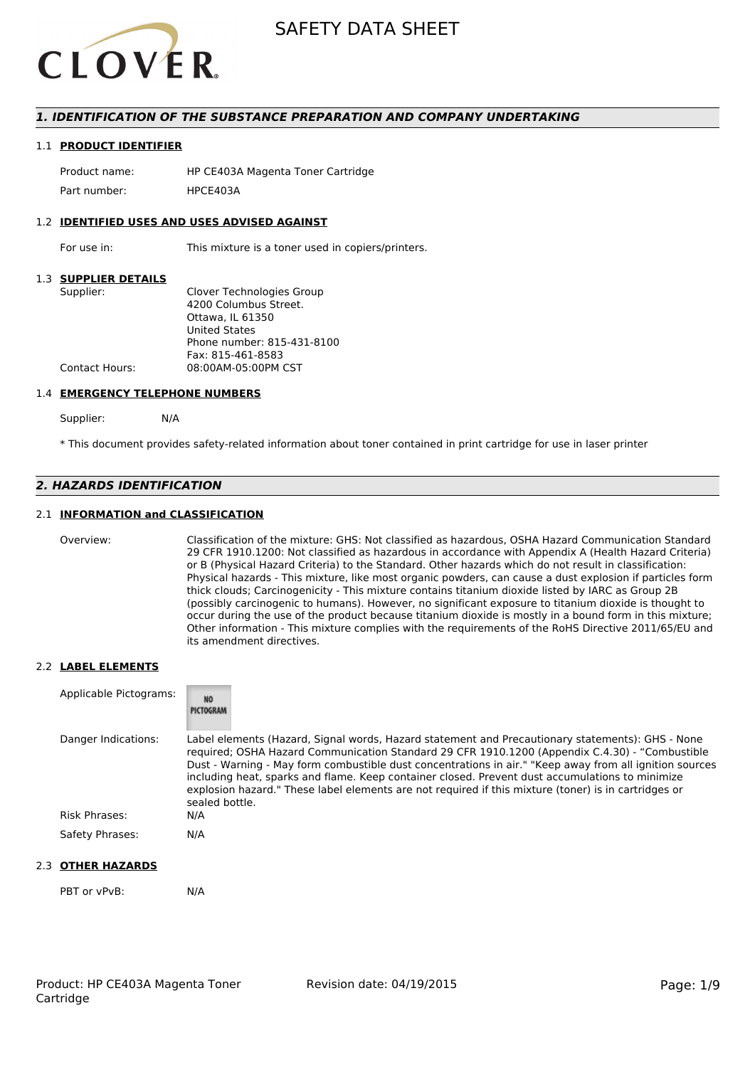# SAFETY DATA SHEET

## 1. IDENTIFICATION OF THE SUBSTANCE PREPARATION AND COMPANY UNDERTAKING

### 1.1 PRODUCT IDENTIFIER

| | |
|---|---|
| Product name: | HP CE403A Magenta Toner Cartridge |
| Part number: | HPCE403A |

### 1.2 IDENTIFIED USES AND USES ADVISED AGAINST

| | |
|---|---|
| For use in: | This mixture is a toner used in copiers/printers. |

### 1.3 SUPPLIER DETAILS

| | |
|---|---|
| Supplier: | Clover Technologies Group<br>4200 Columbus Street.<br>Ottawa, IL 61350<br>United States<br>Phone number: 815-431-8100<br>Fax: 815-461-8583 |
| Contact Hours: | 08:00AM-05:00PM CST |

### 1.4 EMERGENCY TELEPHONE NUMBERS

Supplier: N/A

* This document provides safety-related information about toner contained in print cartridge for use in laser printer

## 2. HAZARDS IDENTIFICATION

### 2.1 INFORMATION and CLASSIFICATION

Overview: Classification of the mixture: GHS: Not classified as hazardous, OSHA Hazard Communication Standard 29 CFR 1910.1200: Not classified as hazardous in accordance with Appendix A (Health Hazard Criteria) or B (Physical Hazard Criteria) to the Standard. Other hazards which do not result in classification: Physical hazards - This mixture, like most organic powders, can cause a dust explosion if particles form thick clouds; Carcinogenicity - This mixture contains titanium dioxide listed by IARC as Group 2B (possibly carcinogenic to humans). However, no significant exposure to titanium dioxide is thought to occur during the use of the product because titanium dioxide is mostly in a bound form in this mixture; Other information - This mixture complies with the requirements of the RoHS Directive 2011/65/EU and its amendment directives.

### 2.2 LABEL ELEMENTS

Applicable Pictograms: NO PICTOGRAM

Danger Indications: Label elements (Hazard, Signal words, Hazard statement and Precautionary statements): GHS - None required; OSHA Hazard Communication Standard 29 CFR 1910.1200 (Appendix C.4.30) - "Combustible Dust - Warning - May form combustible dust concentrations in air." "Keep away from all ignition sources including heat, sparks and flame. Keep container closed. Prevent dust accumulations to minimize explosion hazard." These label elements are not required if this mixture (toner) is in cartridges or sealed bottle.

Risk Phrases: N/A

Safety Phrases: N/A

### 2.3 OTHER HAZARDS

PBT or vPvB: N/A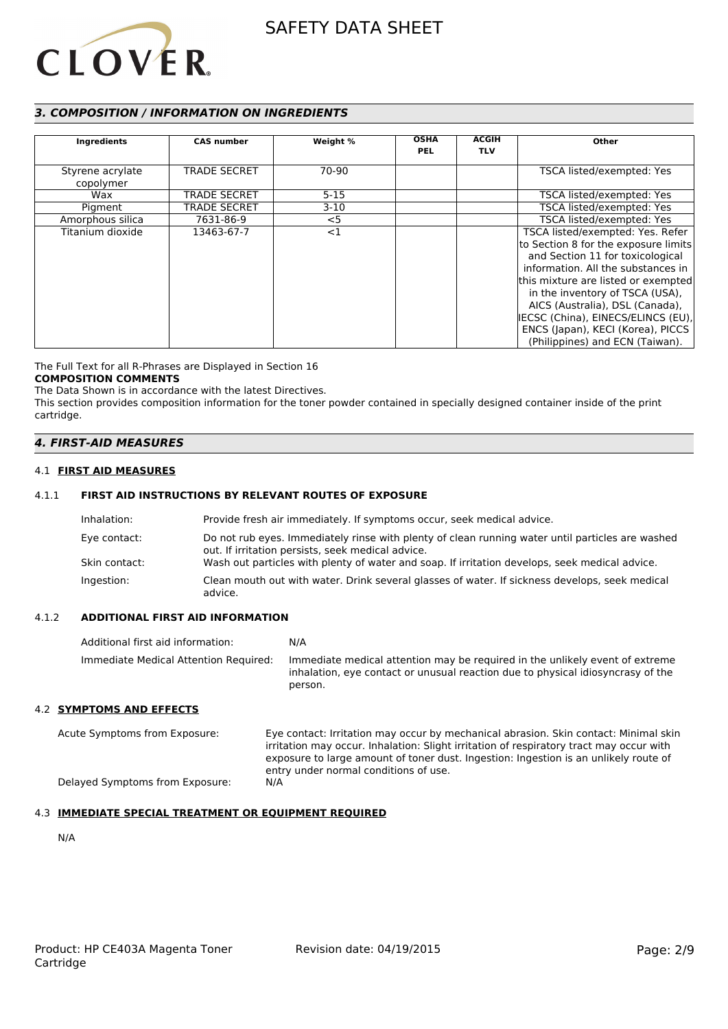## *3. COMPOSITION / INFORMATION ON INGREDIENTS*

| Ingredients | CAS number | Weight % | OSHA PEL | ACGIH TLV | Other |
|---|---|---|---|---|---|
| Styrene acrylate copolymer | TRADE SECRET | 70-90 | | | TSCA listed/exempted: Yes |
| Wax | TRADE SECRET | 5-15 | | | TSCA listed/exempted: Yes |
| Pigment | TRADE SECRET | 3-10 | | | TSCA listed/exempted: Yes |
| Amorphous silica | 7631-86-9 | <5 | | | TSCA listed/exempted: Yes |
| Titanium dioxide | 13463-67-7 | <1 | | | TSCA listed/exempted: Yes. Refer to Section 8 for the exposure limits and Section 11 for toxicological information. All the substances in this mixture are listed or exempted in the inventory of TSCA (USA), AICS (Australia), DSL (Canada), IECSC (China), EINECS/ELINCS (EU), ENCS (Japan), KECI (Korea), PICCS (Philippines) and ECN (Taiwan). |

The Full Text for all R-Phrases are Displayed in Section 16

**COMPOSITION COMMENTS**

The Data Shown is in accordance with the latest Directives.

This section provides composition information for the toner powder contained in specially designed container inside of the print cartridge.

## *4. FIRST-AID MEASURES*

### 4.1 **FIRST AID MEASURES**

#### 4.1.1 **FIRST AID INSTRUCTIONS BY RELEVANT ROUTES OF EXPOSURE**

Inhalation: Provide fresh air immediately. If symptoms occur, seek medical advice.

Eye contact: Do not rub eyes. Immediately rinse with plenty of clean running water until particles are washed out. If irritation persists, seek medical advice.

Skin contact: Wash out particles with plenty of water and soap. If irritation develops, seek medical advice.

Ingestion: Clean mouth out with water. Drink several glasses of water. If sickness develops, seek medical advice.

#### 4.1.2 **ADDITIONAL FIRST AID INFORMATION**

Additional first aid information: N/A

Immediate Medical Attention Required: Immediate medical attention may be required in the unlikely event of extreme inhalation, eye contact or unusual reaction due to physical idiosyncrasy of the person.

### 4.2 **SYMPTOMS AND EFFECTS**

Acute Symptoms from Exposure: Eye contact: Irritation may occur by mechanical abrasion. Skin contact: Minimal skin irritation may occur. Inhalation: Slight irritation of respiratory tract may occur with exposure to large amount of toner dust. Ingestion: Ingestion is an unlikely route of entry under normal conditions of use.

Delayed Symptoms from Exposure: N/A

### 4.3 **IMMEDIATE SPECIAL TREATMENT OR EQUIPMENT REQUIRED**

N/A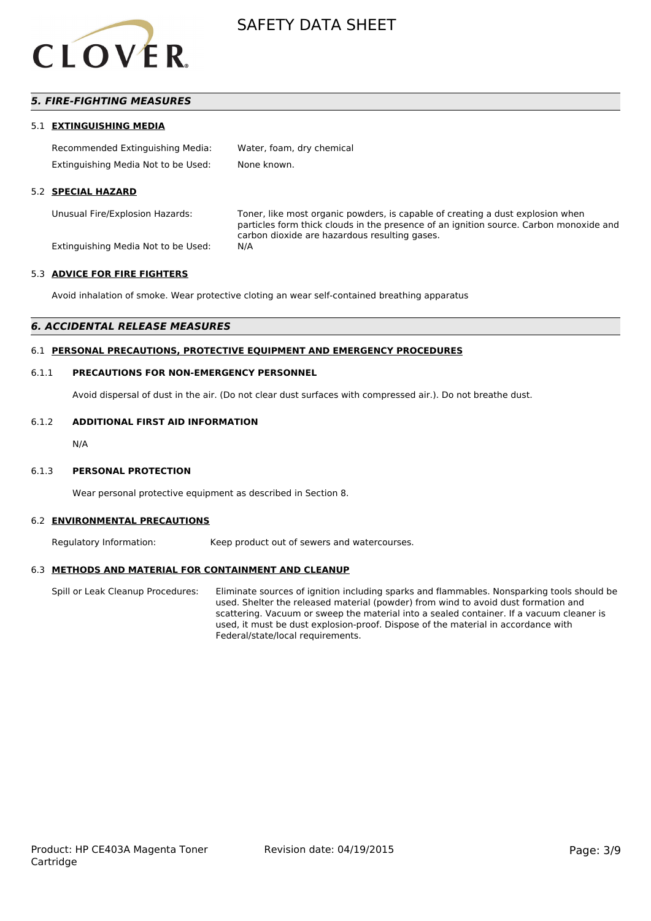## 5. FIRE-FIGHTING MEASURES

### 5.1 EXTINGUISHING MEDIA

| | |
|---|---|
| Recommended Extinguishing Media: | Water, foam, dry chemical |
| Extinguishing Media Not to be Used: | None known. |

### 5.2 SPECIAL HAZARD

| | |
|---|---|
| Unusual Fire/Explosion Hazards: | Toner, like most organic powders, is capable of creating a dust explosion when particles form thick clouds in the presence of an ignition source. Carbon monoxide and carbon dioxide are hazardous resulting gases. |
| Extinguishing Media Not to be Used: | N/A |

### 5.3 ADVICE FOR FIRE FIGHTERS

Avoid inhalation of smoke. Wear protective cloting an wear self-contained breathing apparatus

## 6. ACCIDENTAL RELEASE MEASURES

### 6.1 PERSONAL PRECAUTIONS, PROTECTIVE EQUIPMENT AND EMERGENCY PROCEDURES

#### 6.1.1 PRECAUTIONS FOR NON-EMERGENCY PERSONNEL

Avoid dispersal of dust in the air. (Do not clear dust surfaces with compressed air.). Do not breathe dust.

#### 6.1.2 ADDITIONAL FIRST AID INFORMATION

N/A

#### 6.1.3 PERSONAL PROTECTION

Wear personal protective equipment as described in Section 8.

### 6.2 ENVIRONMENTAL PRECAUTIONS

| | |
|---|---|
| Regulatory Information: | Keep product out of sewers and watercourses. |

### 6.3 METHODS AND MATERIAL FOR CONTAINMENT AND CLEANUP

| | |
|---|---|
| Spill or Leak Cleanup Procedures: | Eliminate sources of ignition including sparks and flammables. Nonsparking tools should be used. Shelter the released material (powder) from wind to avoid dust formation and scattering. Vacuum or sweep the material into a sealed container. If a vacuum cleaner is used, it must be dust explosion-proof. Dispose of the material in accordance with Federal/state/local requirements. |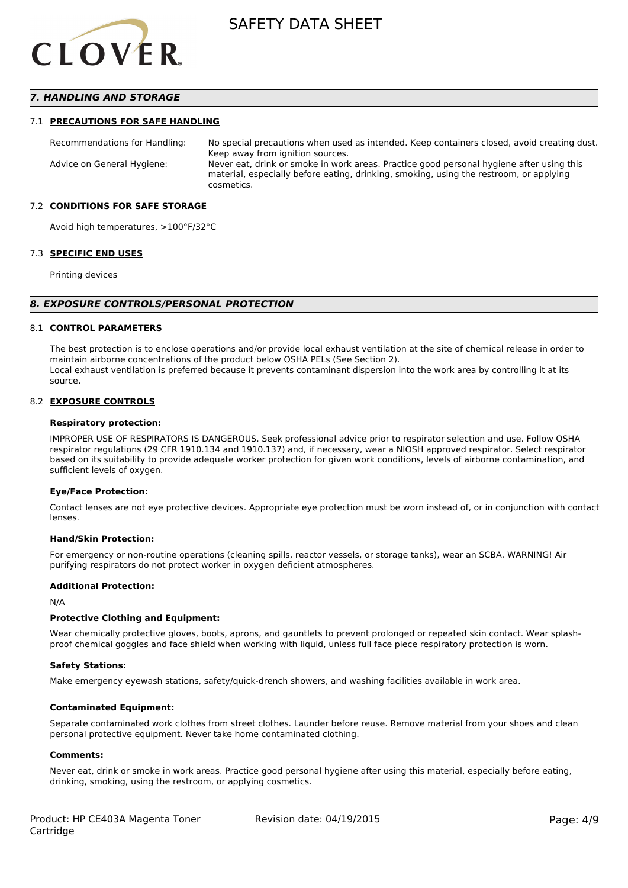## *7. HANDLING AND STORAGE*

### 7.1 PRECAUTIONS FOR SAFE HANDLING

| | |
|---|---|
| Recommendations for Handling: | No special precautions when used as intended. Keep containers closed, avoid creating dust. Keep away from ignition sources. |
| Advice on General Hygiene: | Never eat, drink or smoke in work areas. Practice good personal hygiene after using this material, especially before eating, drinking, smoking, using the restroom, or applying cosmetics. |

### 7.2 CONDITIONS FOR SAFE STORAGE

Avoid high temperatures, >100°F/32°C

### 7.3 SPECIFIC END USES

Printing devices

## *8. EXPOSURE CONTROLS/PERSONAL PROTECTION*

### 8.1 CONTROL PARAMETERS

The best protection is to enclose operations and/or provide local exhaust ventilation at the site of chemical release in order to maintain airborne concentrations of the product below OSHA PELs (See Section 2).
Local exhaust ventilation is preferred because it prevents contaminant dispersion into the work area by controlling it at its source.

### 8.2 EXPOSURE CONTROLS

**Respiratory protection:**

IMPROPER USE OF RESPIRATORS IS DANGEROUS. Seek professional advice prior to respirator selection and use. Follow OSHA respirator regulations (29 CFR 1910.134 and 1910.137) and, if necessary, wear a NIOSH approved respirator. Select respirator based on its suitability to provide adequate worker protection for given work conditions, levels of airborne contamination, and sufficient levels of oxygen.

**Eye/Face Protection:**

Contact lenses are not eye protective devices. Appropriate eye protection must be worn instead of, or in conjunction with contact lenses.

**Hand/Skin Protection:**

For emergency or non-routine operations (cleaning spills, reactor vessels, or storage tanks), wear an SCBA. WARNING! Air purifying respirators do not protect worker in oxygen deficient atmospheres.

**Additional Protection:**

N/A

**Protective Clothing and Equipment:**

Wear chemically protective gloves, boots, aprons, and gauntlets to prevent prolonged or repeated skin contact. Wear splash-proof chemical goggles and face shield when working with liquid, unless full face piece respiratory protection is worn.

**Safety Stations:**

Make emergency eyewash stations, safety/quick-drench showers, and washing facilities available in work area.

**Contaminated Equipment:**

Separate contaminated work clothes from street clothes. Launder before reuse. Remove material from your shoes and clean personal protective equipment. Never take home contaminated clothing.

**Comments:**

Never eat, drink or smoke in work areas. Practice good personal hygiene after using this material, especially before eating, drinking, smoking, using the restroom, or applying cosmetics.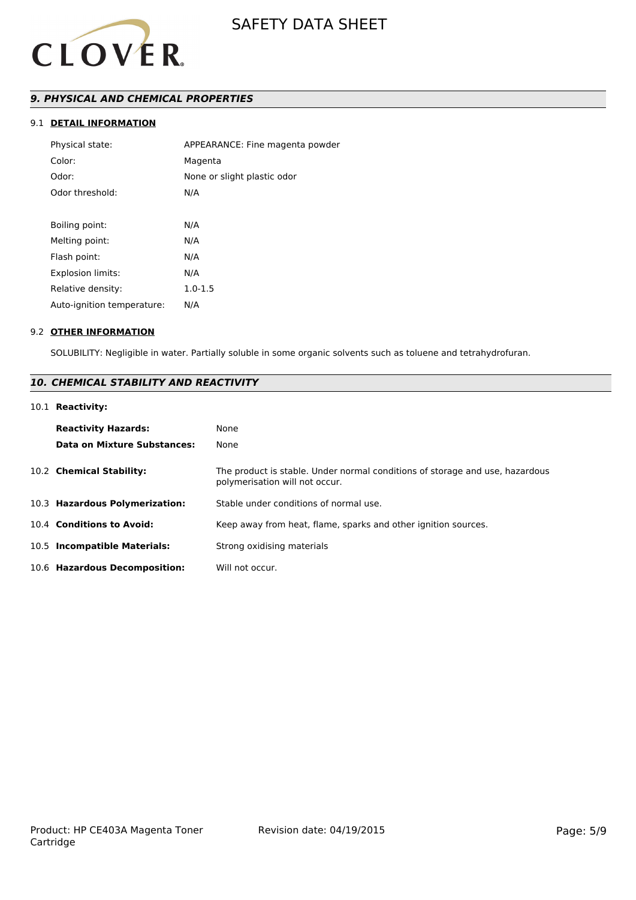## *9. PHYSICAL AND CHEMICAL PROPERTIES*

### 9.1 DETAIL INFORMATION

| | |
|---|---|
| Physical state: | APPEARANCE: Fine magenta powder |
| Color: | Magenta |
| Odor: | None or slight plastic odor |
| Odor threshold: | N/A |
| | |
| Boiling point: | N/A |
| Melting point: | N/A |
| Flash point: | N/A |
| Explosion limits: | N/A |
| Relative density: | 1.0-1.5 |
| Auto-ignition temperature: | N/A |

### 9.2 OTHER INFORMATION

SOLUBILITY: Negligible in water. Partially soluble in some organic solvents such as toluene and tetrahydrofuran.

## *10. CHEMICAL STABILITY AND REACTIVITY*

### 10.1 Reactivity:

| | |
|---|---|
| **Reactivity Hazards:** | None |
| **Data on Mixture Substances:** | None |

| | |
|---|---|
| 10.2 **Chemical Stability:** | The product is stable. Under normal conditions of storage and use, hazardous polymerisation will not occur. |
| 10.3 **Hazardous Polymerization:** | Stable under conditions of normal use. |
| 10.4 **Conditions to Avoid:** | Keep away from heat, flame, sparks and other ignition sources. |
| 10.5 **Incompatible Materials:** | Strong oxidising materials |
| 10.6 **Hazardous Decomposition:** | Will not occur. |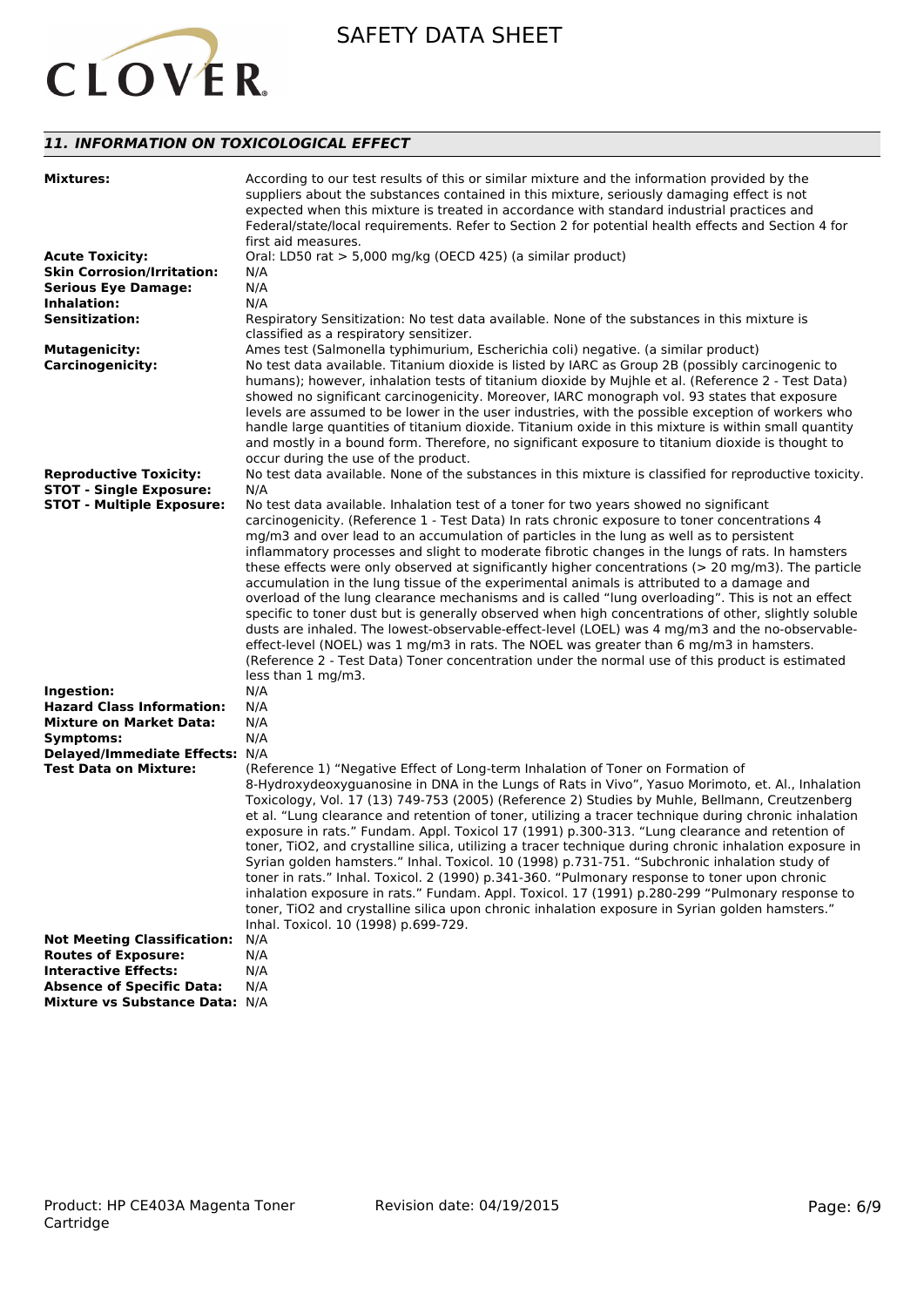## *11. INFORMATION ON TOXICOLOGICAL EFFECT*

**Mixtures:** According to our test results of this or similar mixture and the information provided by the suppliers about the substances contained in this mixture, seriously damaging effect is not expected when this mixture is treated in accordance with standard industrial practices and Federal/state/local requirements. Refer to Section 2 for potential health effects and Section 4 for first aid measures.

**Acute Toxicity:** Oral: LD50 rat > 5,000 mg/kg (OECD 425) (a similar product)

**Skin Corrosion/Irritation:** N/A

**Serious Eye Damage:** N/A

**Inhalation:** N/A

**Sensitization:** Respiratory Sensitization: No test data available. None of the substances in this mixture is classified as a respiratory sensitizer.

**Mutagenicity:** Ames test (Salmonella typhimurium, Escherichia coli) negative. (a similar product)

**Carcinogenicity:** No test data available. Titanium dioxide is listed by IARC as Group 2B (possibly carcinogenic to humans); however, inhalation tests of titanium dioxide by Mujhle et al. (Reference 2 - Test Data) showed no significant carcinogenicity. Moreover, IARC monograph vol. 93 states that exposure levels are assumed to be lower in the user industries, with the possible exception of workers who handle large quantities of titanium dioxide. Titanium oxide in this mixture is within small quantity and mostly in a bound form. Therefore, no significant exposure to titanium dioxide is thought to occur during the use of the product.

**Reproductive Toxicity:** No test data available. None of the substances in this mixture is classified for reproductive toxicity.

**STOT - Single Exposure:** N/A

**STOT - Multiple Exposure:** No test data available. Inhalation test of a toner for two years showed no significant carcinogenicity. (Reference 1 - Test Data) In rats chronic exposure to toner concentrations 4 mg/m3 and over lead to an accumulation of particles in the lung as well as to persistent inflammatory processes and slight to moderate fibrotic changes in the lungs of rats. In hamsters these effects were only observed at significantly higher concentrations (> 20 mg/m3). The particle accumulation in the lung tissue of the experimental animals is attributed to a damage and overload of the lung clearance mechanisms and is called “lung overloading”. This is not an effect specific to toner dust but is generally observed when high concentrations of other, slightly soluble dusts are inhaled. The lowest-observable-effect-level (LOEL) was 4 mg/m3 and the no-observable-effect-level (NOEL) was 1 mg/m3 in rats. The NOEL was greater than 6 mg/m3 in hamsters. (Reference 2 - Test Data) Toner concentration under the normal use of this product is estimated less than 1 mg/m3.

**Ingestion:** N/A

**Hazard Class Information:** N/A

**Mixture on Market Data:** N/A

**Symptoms:** N/A

**Delayed/Immediate Effects:** N/A

**Test Data on Mixture:** (Reference 1) “Negative Effect of Long-term Inhalation of Toner on Formation of 8-Hydroxydeoxyguanosine in DNA in the Lungs of Rats in Vivo”, Yasuo Morimoto, et. Al., Inhalation Toxicology, Vol. 17 (13) 749-753 (2005) (Reference 2) Studies by Muhle, Bellmann, Creutzenberg et al. “Lung clearance and retention of toner, utilizing a tracer technique during chronic inhalation exposure in rats.” Fundam. Appl. Toxicol 17 (1991) p.300-313. “Lung clearance and retention of toner, TiO2, and crystalline silica, utilizing a tracer technique during chronic inhalation exposure in Syrian golden hamsters.” Inhal. Toxicol. 10 (1998) p.731-751. “Subchronic inhalation study of toner in rats.” Inhal. Toxicol. 2 (1990) p.341-360. “Pulmonary response to toner upon chronic inhalation exposure in rats.” Fundam. Appl. Toxicol. 17 (1991) p.280-299 “Pulmonary response to toner, TiO2 and crystalline silica upon chronic inhalation exposure in Syrian golden hamsters.” Inhal. Toxicol. 10 (1998) p.699-729.

**Not Meeting Classification:** N/A

**Routes of Exposure:** N/A

**Interactive Effects:** N/A

**Absence of Specific Data:** N/A

**Mixture vs Substance Data:** N/A

Product: HP CE403A Magenta Toner Cartridge

Revision date: 04/19/2015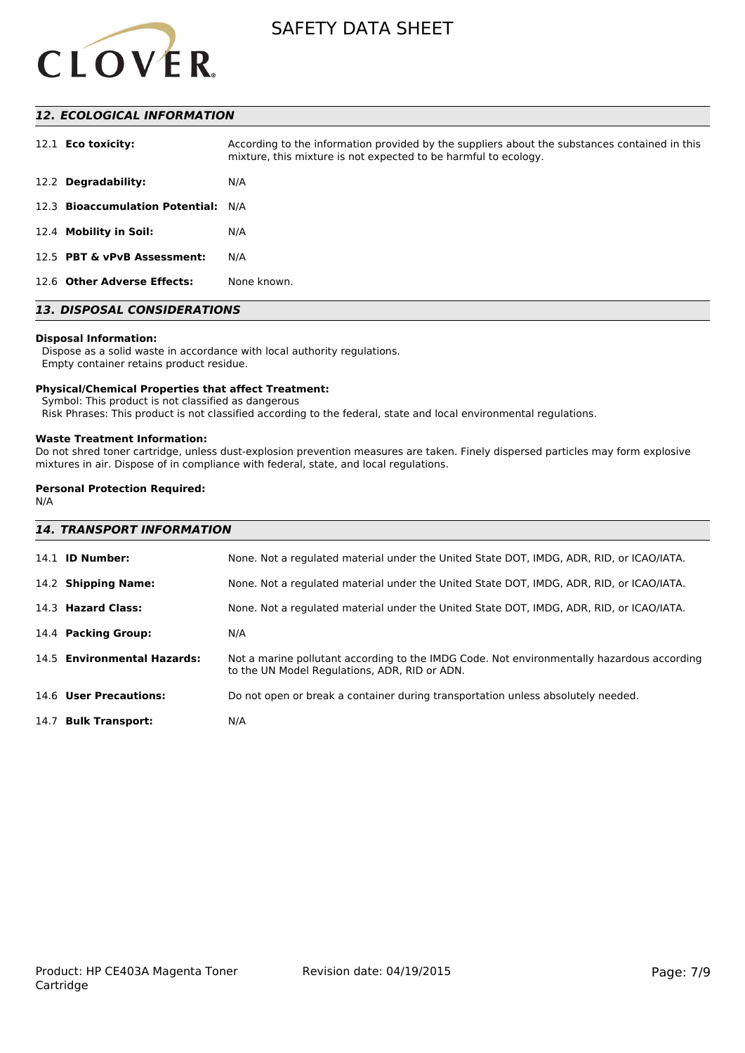## 12. ECOLOGICAL INFORMATION

| | |
|---|---|
| 12.1 **Eco toxicity:** | According to the information provided by the suppliers about the substances contained in this mixture, this mixture is not expected to be harmful to ecology. |
| 12.2 **Degradability:** | N/A |
| 12.3 **Bioaccumulation Potential:** | N/A |
| 12.4 **Mobility in Soil:** | N/A |
| 12.5 **PBT & vPvB Assessment:** | N/A |
| 12.6 **Other Adverse Effects:** | None known. |

## 13. DISPOSAL CONSIDERATIONS

**Disposal Information:**
Dispose as a solid waste in accordance with local authority regulations.
Empty container retains product residue.

**Physical/Chemical Properties that affect Treatment:**
Symbol: This product is not classified as dangerous
Risk Phrases: This product is not classified according to the federal, state and local environmental regulations.

**Waste Treatment Information:**
Do not shred toner cartridge, unless dust-explosion prevention measures are taken. Finely dispersed particles may form explosive mixtures in air. Dispose of in compliance with federal, state, and local regulations.

**Personal Protection Required:**
N/A

## 14. TRANSPORT INFORMATION

| | |
|---|---|
| 14.1 **ID Number:** | None. Not a regulated material under the United State DOT, IMDG, ADR, RID, or ICAO/IATA. |
| 14.2 **Shipping Name:** | None. Not a regulated material under the United State DOT, IMDG, ADR, RID, or ICAO/IATA. |
| 14.3 **Hazard Class:** | None. Not a regulated material under the United State DOT, IMDG, ADR, RID, or ICAO/IATA. |
| 14.4 **Packing Group:** | N/A |
| 14.5 **Environmental Hazards:** | Not a marine pollutant according to the IMDG Code. Not environmentally hazardous according to the UN Model Regulations, ADR, RID or ADN. |
| 14.6 **User Precautions:** | Do not open or break a container during transportation unless absolutely needed. |
| 14.7 **Bulk Transport:** | N/A |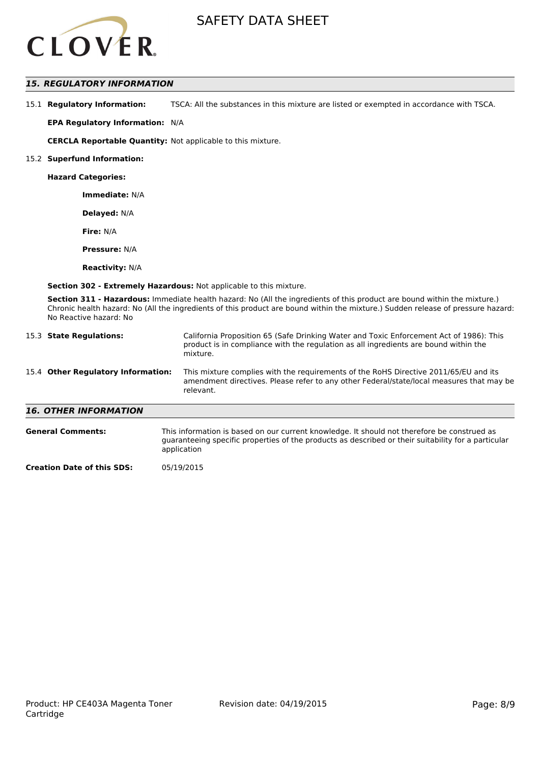## 15. REGULATORY INFORMATION

15.1 **Regulatory Information:** TSCA: All the substances in this mixture are listed or exempted in accordance with TSCA.

**EPA Regulatory Information:** N/A

**CERCLA Reportable Quantity:** Not applicable to this mixture.

15.2 **Superfund Information:**

**Hazard Categories:**

**Immediate:** N/A

**Delayed:** N/A

**Fire:** N/A

**Pressure:** N/A

**Reactivity:** N/A

**Section 302 - Extremely Hazardous:** Not applicable to this mixture.

**Section 311 - Hazardous:** Immediate health hazard: No (All the ingredients of this product are bound within the mixture.) Chronic health hazard: No (All the ingredients of this product are bound within the mixture.) Sudden release of pressure hazard: No Reactive hazard: No

15.3 **State Regulations:** California Proposition 65 (Safe Drinking Water and Toxic Enforcement Act of 1986): This product is in compliance with the regulation as all ingredients are bound within the mixture.

15.4 **Other Regulatory Information:** This mixture complies with the requirements of the RoHS Directive 2011/65/EU and its amendment directives. Please refer to any other Federal/state/local measures that may be relevant.

## 16. OTHER INFORMATION

**General Comments:** This information is based on our current knowledge. It should not therefore be construed as guaranteeing specific properties of the products as described or their suitability for a particular application

**Creation Date of this SDS:** 05/19/2015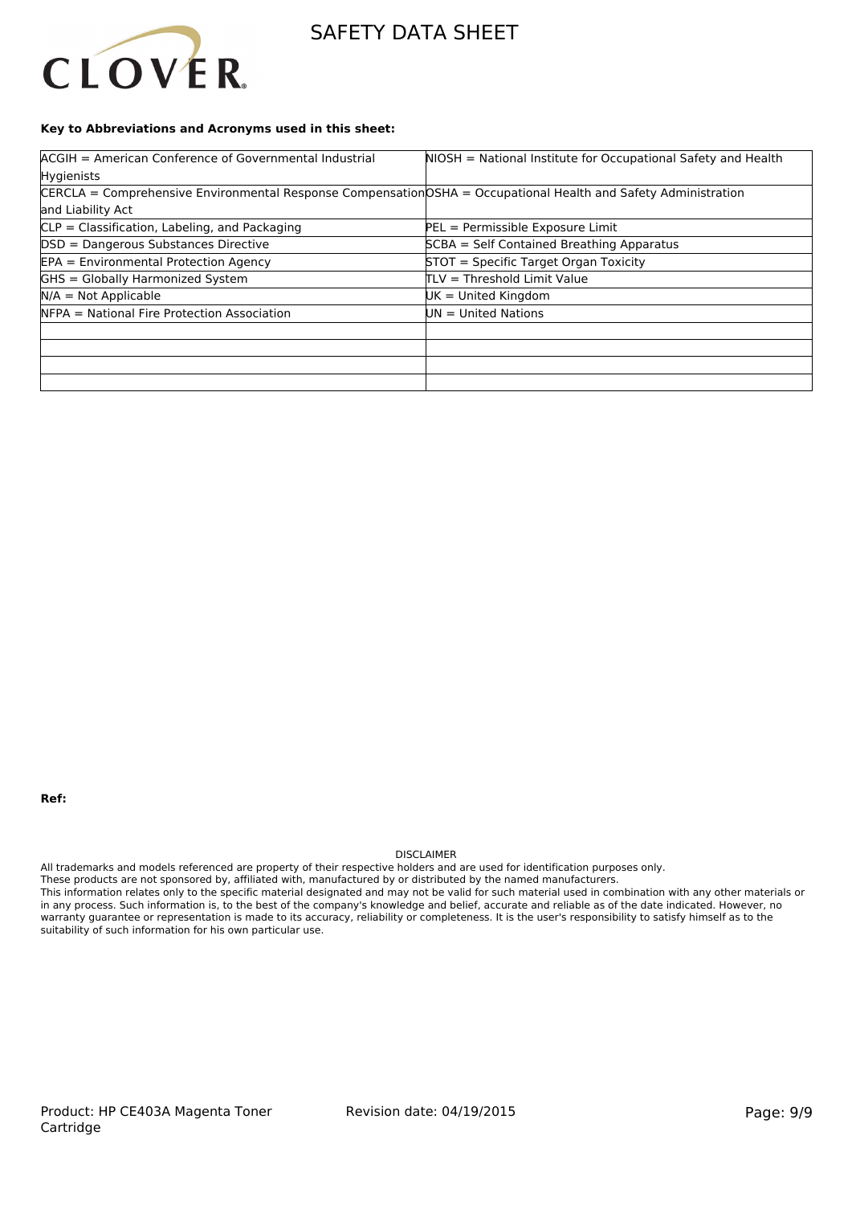**Key to Abbreviations and Acronyms used in this sheet:**

| | |
|---|---|
| ACGIH = American Conference of Governmental Industrial Hygienists | NIOSH = National Institute for Occupational Safety and Health |
| CERCLA = Comprehensive Environmental Response Compensation and Liability Act | OSHA = Occupational Health and Safety Administration |
| CLP = Classification, Labeling, and Packaging | PEL = Permissible Exposure Limit |
| DSD = Dangerous Substances Directive | SCBA = Self Contained Breathing Apparatus |
| EPA = Environmental Protection Agency | STOT = Specific Target Organ Toxicity |
| GHS = Globally Harmonized System | TLV = Threshold Limit Value |
| N/A = Not Applicable | UK = United Kingdom |
| NFPA = National Fire Protection Association | UN = United Nations |
| | |
| | |
| | |
| | |

**Ref:**

DISCLAIMER

All trademarks and models referenced are property of their respective holders and are used for identification purposes only.
These products are not sponsored by, affiliated with, manufactured by or distributed by the named manufacturers.
This information relates only to the specific material designated and may not be valid for such material used in combination with any other materials or in any process. Such information is, to the best of the company's knowledge and belief, accurate and reliable as of the date indicated. However, no warranty guarantee or representation is made to its accuracy, reliability or completeness. It is the user's responsibility to satisfy himself as to the suitability of such information for his own particular use.